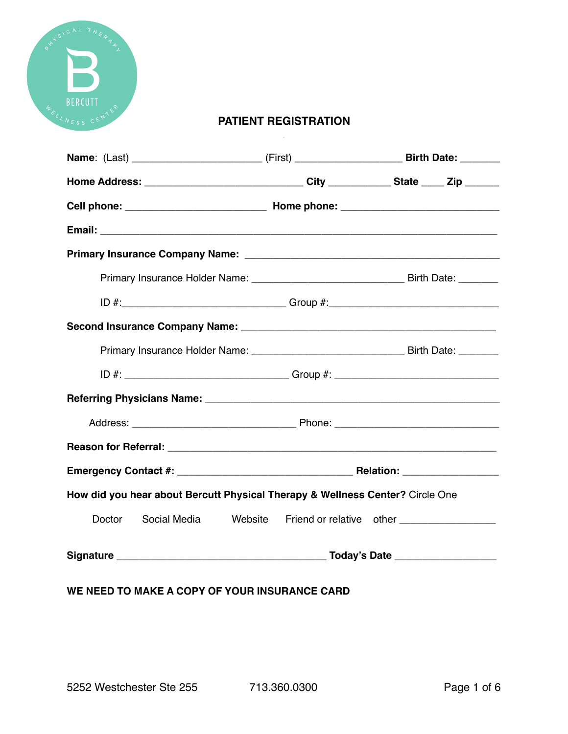# PATIENT REGISTRATION

**Name**: (Last) ______________________ (First) __________________ **Birth Date:** _______

**Home Address:** ___________________________ **City** ___________ **State** ____ **Zip** ______

**Cell phone:** ________________________ **Home phone:** ___________________________

**Email:** ___________________________________________________________________

**Primary Insurance Company Name:** __________________________________________

Primary Insurance Holder Name: __________________________ Birth Date: _______

ID #:____________________________ Group #:_____________________________

**Second Insurance Company Name:** __________________________________________

Primary Insurance Holder Name: __________________________ Birth Date: _______

ID #: ____________________________ Group #: ____________________________

**Referring Physicians Name:** _______________________________________________

Address: ____________________________ Phone: ____________________________

**Reason for Referral:** _____________________________________________________

**Emergency Contact #:** ______________________________ **Relation:** ________________

**How did you hear about Bercutt Physical Therapy & Wellness Center?** Circle One

Doctor Social Media Website Friend or relative other ________________

**Signature** ____________________________________ **Today's Date** _________________

**WE NEED TO MAKE A COPY OF YOUR INSURANCE CARD**

5252 Westchester Ste 255 713.360.0300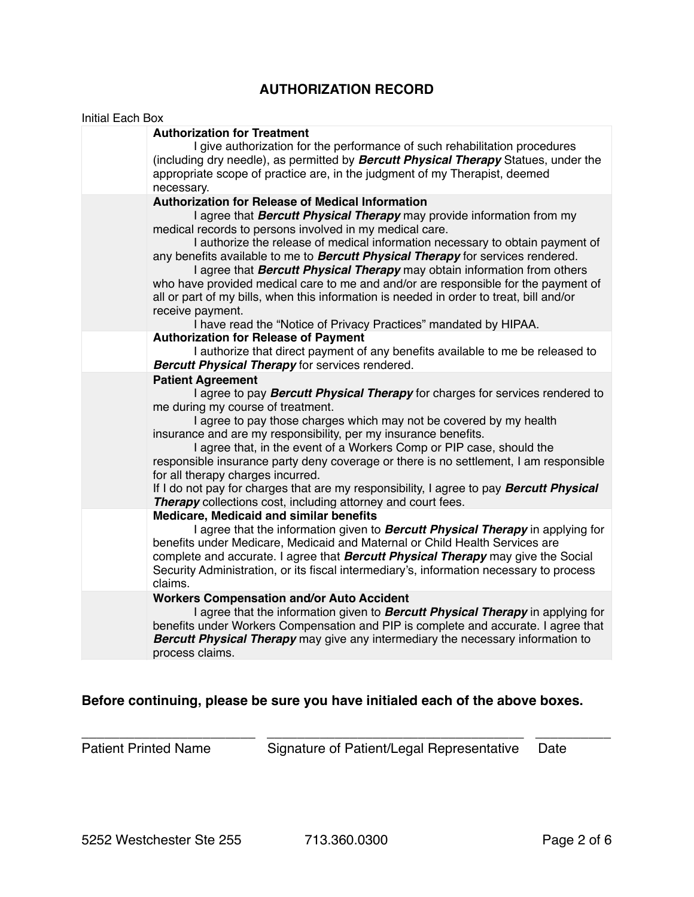# AUTHORIZATION RECORD

Initial Each Box

| | |
|---|---|
| | **Authorization for Treatment**<br>I give authorization for the performance of such rehabilitation procedures (including dry needle), as permitted by ***Bercutt Physical Therapy*** Statues, under the appropriate scope of practice are, in the judgment of my Therapist, deemed necessary. |
| | **Authorization for Release of Medical Information**<br>I agree that ***Bercutt Physical Therapy*** may provide information from my medical records to persons involved in my medical care.<br>I authorize the release of medical information necessary to obtain payment of any benefits available to me to ***Bercutt Physical Therapy*** for services rendered.<br>I agree that ***Bercutt Physical Therapy*** may obtain information from others who have provided medical care to me and and/or are responsible for the payment of all or part of my bills, when this information is needed in order to treat, bill and/or receive payment.<br>I have read the "Notice of Privacy Practices" mandated by HIPAA. |
| | **Authorization for Release of Payment**<br>I authorize that direct payment of any benefits available to me be released to ***Bercutt Physical Therapy*** for services rendered. |
| | **Patient Agreement**<br>I agree to pay ***Bercutt Physical Therapy*** for charges for services rendered to me during my course of treatment.<br>I agree to pay those charges which may not be covered by my health insurance and are my responsibility, per my insurance benefits.<br>I agree that, in the event of a Workers Comp or PIP case, should the responsible insurance party deny coverage or there is no settlement, I am responsible for all therapy charges incurred.<br>If I do not pay for charges that are my responsibility, I agree to pay ***Bercutt Physical Therapy*** collections cost, including attorney and court fees. |
| | **Medicare, Medicaid and similar benefits**<br>I agree that the information given to ***Bercutt Physical Therapy*** in applying for benefits under Medicare, Medicaid and Maternal or Child Health Services are complete and accurate. I agree that ***Bercutt Physical Therapy*** may give the Social Security Administration, or its fiscal intermediary's, information necessary to process claims. |
| | **Workers Compensation and/or Auto Accident**<br>I agree that the information given to ***Bercutt Physical Therapy*** in applying for benefits under Workers Compensation and PIP is complete and accurate. I agree that ***Bercutt Physical Therapy*** may give any intermediary the necessary information to process claims. |

**Before continuing, please be sure you have initialed each of the above boxes.**

_______________________ ___________________________________ __________

Patient Printed Name Signature of Patient/Legal Representative Date

5252 Westchester Ste 255 713.360.0300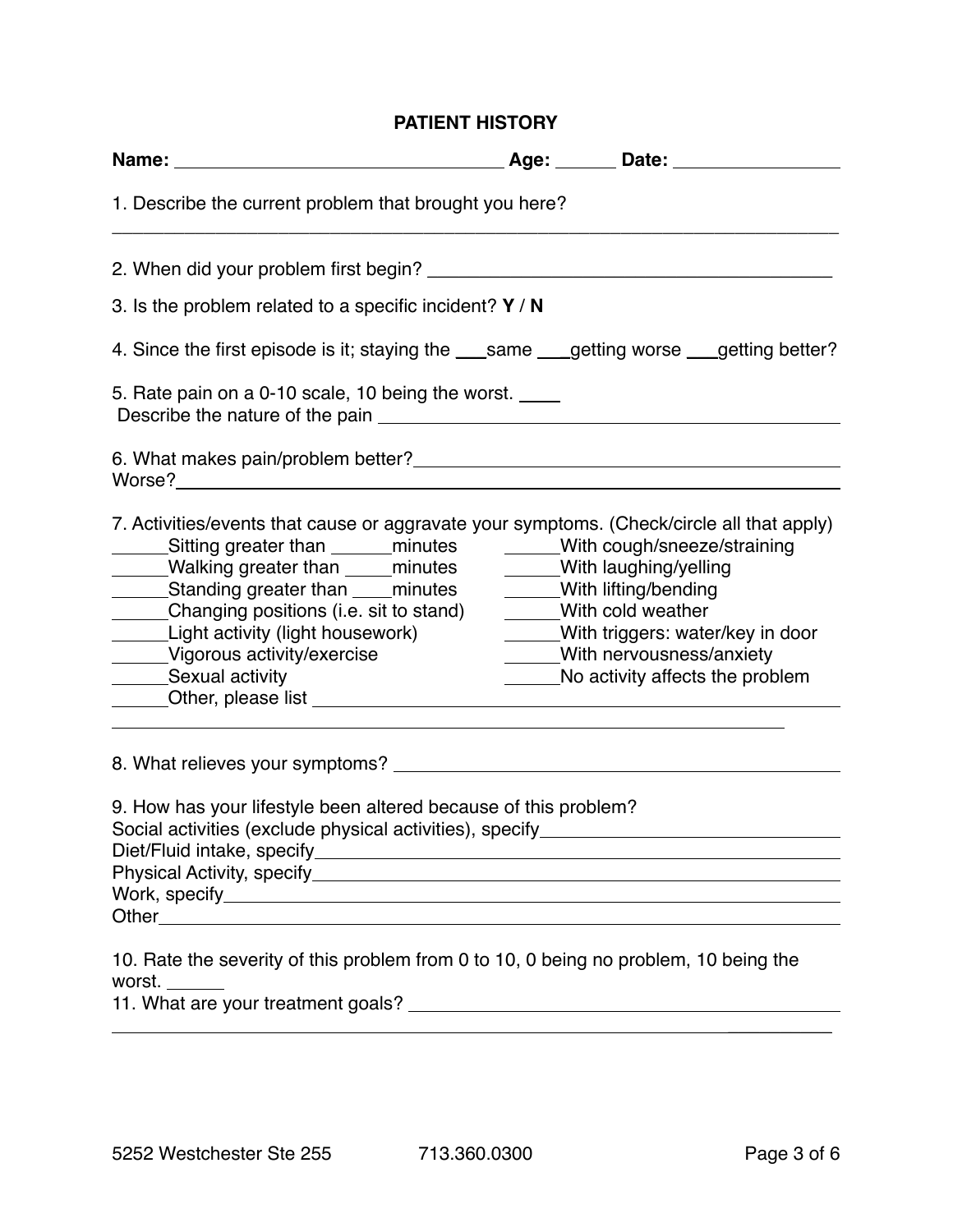# PATIENT HISTORY

**Name:** ________________________________ **Age:** ______ **Date:** ________________

1. Describe the current problem that brought you here?

_____________________________________________________________________________

2. When did your problem first begin? ________________________________________

3. Is the problem related to a specific incident? **Y** / **N**

4. Since the first episode is it; staying the ___same ___getting worse ___getting better?

5. Rate pain on a 0-10 scale, 10 being the worst. ____
   Describe the nature of the pain ______________________________________________

6. What makes pain/problem better?____________________________________________
Worse?___________________________________________________________________

7. Activities/events that cause or aggravate your symptoms. (Check/circle all that apply)

______Sitting greater than ______minutes
______Walking greater than _____minutes
______Standing greater than ____minutes
______Changing positions (i.e. sit to stand)
______Light activity (light housework)
______Vigorous activity/exercise
______Sexual activity
______With cough/sneeze/straining
______With laughing/yelling
______With lifting/bending
______With cold weather
______With triggers: water/key in door
______With nervousness/anxiety
______No activity affects the problem
______Other, please list ________________________________________________________

_____________________________________________________________________

8. What relieves your symptoms? ______________________________________________

9. How has your lifestyle been altered because of this problem?
Social activities (exclude physical activities), specify_________________________
Diet/Fluid intake, specify____________________________________________________
Physical Activity, specify____________________________________________________
Work, specify_____________________________________________________________
Other____________________________________________________________________

10. Rate the severity of this problem from 0 to 10, 0 being no problem, 10 being the worst. ______

11. What are your treatment goals? ___________________________________________

_____________________________________________________________________

5252 Westchester Ste 255 713.360.0300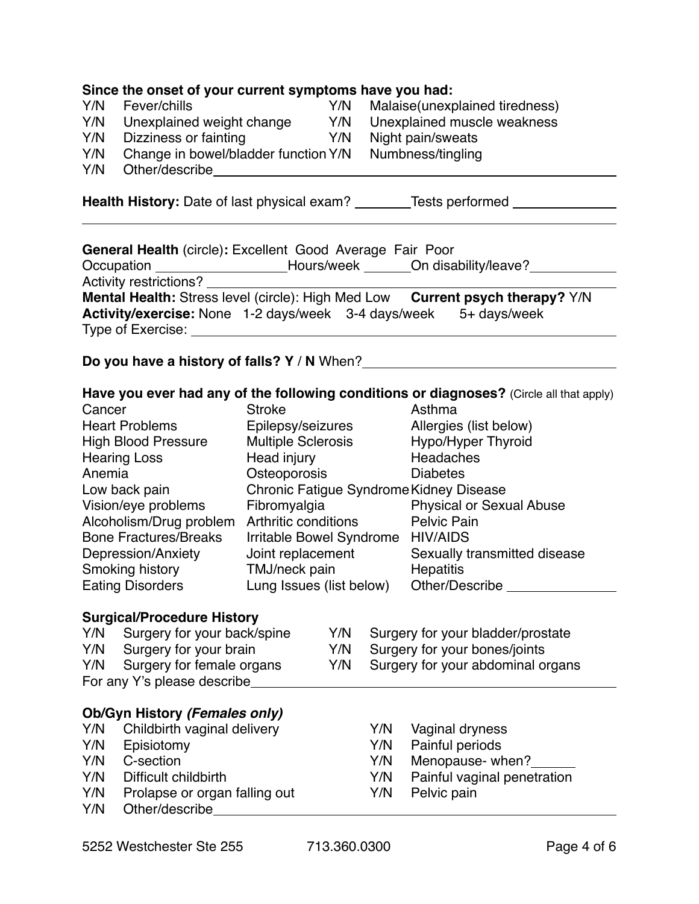**Since the onset of your current symptoms have you had:**

| | | | |
|---|---|---|---|
| Y/N | Fever/chills | Y/N | Malaise(unexplained tiredness) |
| Y/N | Unexplained weight change | Y/N | Unexplained muscle weakness |
| Y/N | Dizziness or fainting | Y/N | Night pain/sweats |
| Y/N | Change in bowel/bladder function | Y/N | Numbness/tingling |
| Y/N | Other/describe___________ | | |

**Health History:** Date of last physical exam? ________Tests performed ______________

______________________________________________________________

**General Health** (circle)**:** Excellent Good Average Fair Poor

Occupation _________________Hours/week ______On disability/leave?___________

Activity restrictions? ______________________________________________

**Mental Health:** Stress level (circle): High Med Low **Current psych therapy?** Y/N

**Activity/exercise:** None 1-2 days/week 3-4 days/week 5+ days/week

Type of Exercise: ______________________________________________

**Do you have a history of falls? Y** / **N** When?___________________________

**Have you ever had any of the following conditions or diagnoses?** (Circle all that apply)

| | | |
|---|---|---|
| Cancer | Stroke | Asthma |
| Heart Problems | Epilepsy/seizures | Allergies (list below) |
| High Blood Pressure | Multiple Sclerosis | Hypo/Hyper Thyroid |
| Hearing Loss | Head injury | Headaches |
| Anemia | Osteoporosis | Diabetes |
| Low back pain | Chronic Fatigue Syndrome | Kidney Disease |
| Vision/eye problems | Fibromyalgia | Physical or Sexual Abuse |
| Alcoholism/Drug problem | Arthritic conditions | Pelvic Pain |
| Bone Fractures/Breaks | Irritable Bowel Syndrome | HIV/AIDS |
| Depression/Anxiety | Joint replacement | Sexually transmitted disease |
| Smoking history | TMJ/neck pain | Hepatitis |
| Eating Disorders | Lung Issues (list below) | Other/Describe ______________ |

**Surgical/Procedure History**

| | | | |
|---|---|---|---|
| Y/N | Surgery for your back/spine | Y/N | Surgery for your bladder/prostate |
| Y/N | Surgery for your brain | Y/N | Surgery for your bones/joints |
| Y/N | Surgery for female organs | Y/N | Surgery for your abdominal organs |

For any Y's please describe___________________________________________

**Ob/Gyn History *(Females only)***

| | | | |
|---|---|---|---|
| Y/N | Childbirth vaginal delivery | Y/N | Vaginal dryness |
| Y/N | Episiotomy | Y/N | Painful periods |
| Y/N | C-section | Y/N | Menopause- when?______ |
| Y/N | Difficult childbirth | Y/N | Painful vaginal penetration |
| Y/N | Prolapse or organ falling out | Y/N | Pelvic pain |
| Y/N | Other/describe___________ | | |

5252 Westchester Ste 255 713.360.0300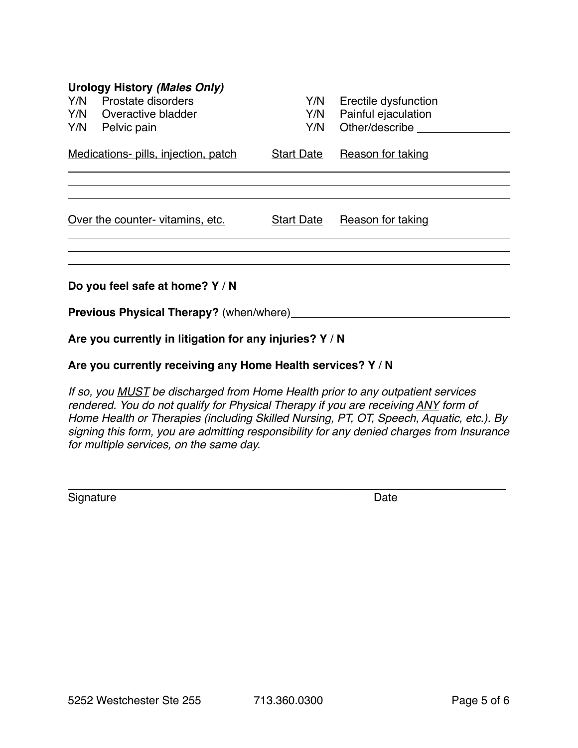**Urology History *(Males Only)***

| | | | |
|---|---|---|---|
| Y/N | Prostate disorders | Y/N | Erectile dysfunction |
| Y/N | Overactive bladder | Y/N | Painful ejaculation |
| Y/N | Pelvic pain | Y/N | Other/describe ______________ |

| Medications- pills, injection, patch | Start Date | Reason for taking |
|---|---|---|
| | | |
| | | |
| | | |

| Over the counter- vitamins, etc. | Start Date | Reason for taking |
|---|---|---|
| | | |
| | | |
| | | |

**Do you feel safe at home? Y / N**

**Previous Physical Therapy?** (when/where)_________________________________

**Are you currently in litigation for any injuries? Y / N**

**Are you currently receiving any Home Health services? Y / N**

*If so, you MUST be discharged from Home Health prior to any outpatient services rendered. You do not qualify for Physical Therapy if you are receiving ANY form of Home Health or Therapies (including Skilled Nursing, PT, OT, Speech, Aquatic, etc.). By signing this form, you are admitting responsibility for any denied charges from Insurance for multiple services, on the same day.*

_________________________________________ _____________________

Signature Date

5252 Westchester Ste 255 713.360.0300